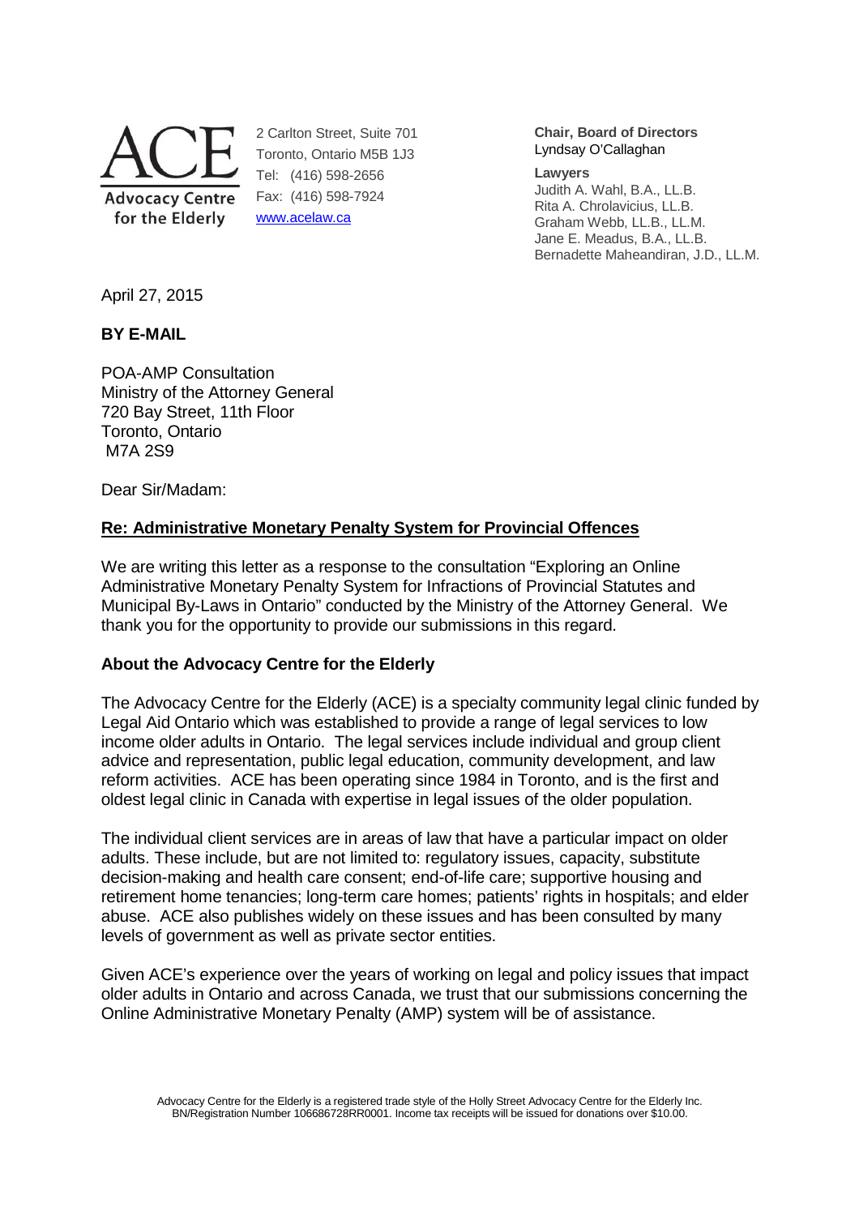**ACE**
**Advocacy Centre for the Elderly**

2 Carlton Street, Suite 701
Toronto, Ontario M5B 1J3
Tel: (416) 598-2656
Fax: (416) 598-7924
www.acelaw.ca

**Chair, Board of Directors**
Lyndsay O'Callaghan

**Lawyers**
Judith A. Wahl, B.A., LL.B.
Rita A. Chrolavicius, LL.B.
Graham Webb, LL.B., LL.M.
Jane E. Meadus, B.A., LL.B.
Bernadette Maheandiran, J.D., LL.M.

April 27, 2015

**BY E-MAIL**

POA-AMP Consultation
Ministry of the Attorney General
720 Bay Street, 11th Floor
Toronto, Ontario
M7A 2S9

Dear Sir/Madam:

**Re: Administrative Monetary Penalty System for Provincial Offences**

We are writing this letter as a response to the consultation "Exploring an Online Administrative Monetary Penalty System for Infractions of Provincial Statutes and Municipal By-Laws in Ontario" conducted by the Ministry of the Attorney General. We thank you for the opportunity to provide our submissions in this regard.

## About the Advocacy Centre for the Elderly

The Advocacy Centre for the Elderly (ACE) is a specialty community legal clinic funded by Legal Aid Ontario which was established to provide a range of legal services to low income older adults in Ontario. The legal services include individual and group client advice and representation, public legal education, community development, and law reform activities. ACE has been operating since 1984 in Toronto, and is the first and oldest legal clinic in Canada with expertise in legal issues of the older population.

The individual client services are in areas of law that have a particular impact on older adults. These include, but are not limited to: regulatory issues, capacity, substitute decision-making and health care consent; end-of-life care; supportive housing and retirement home tenancies; long-term care homes; patients' rights in hospitals; and elder abuse. ACE also publishes widely on these issues and has been consulted by many levels of government as well as private sector entities.

Given ACE's experience over the years of working on legal and policy issues that impact older adults in Ontario and across Canada, we trust that our submissions concerning the Online Administrative Monetary Penalty (AMP) system will be of assistance.

Advocacy Centre for the Elderly is a registered trade style of the Holly Street Advocacy Centre for the Elderly Inc. BN/Registration Number 106686728RR0001. Income tax receipts will be issued for donations over $10.00.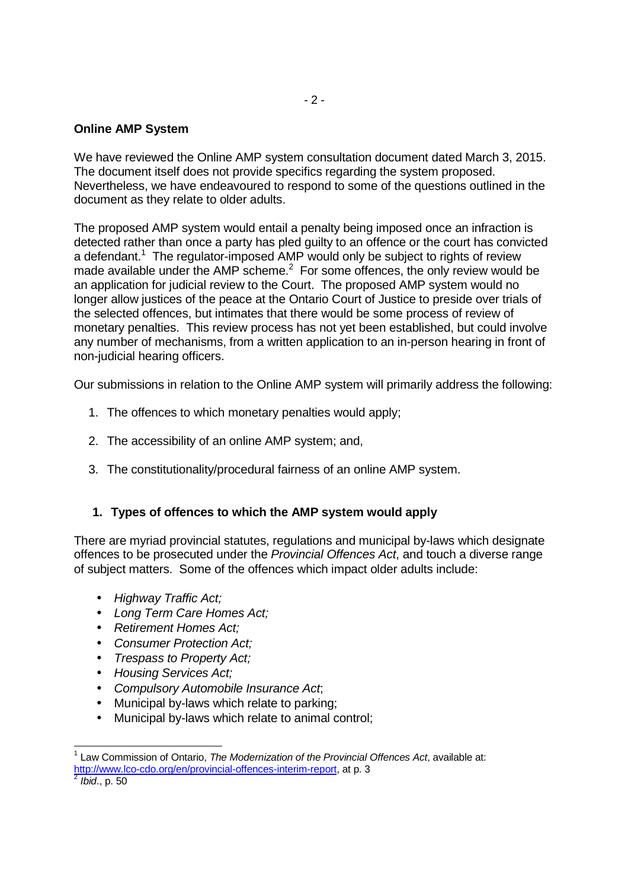**Online AMP System**

We have reviewed the Online AMP system consultation document dated March 3, 2015. The document itself does not provide specifics regarding the system proposed. Nevertheless, we have endeavoured to respond to some of the questions outlined in the document as they relate to older adults.

The proposed AMP system would entail a penalty being imposed once an infraction is detected rather than once a party has pled guilty to an offence or the court has convicted a defendant.[1] The regulator-imposed AMP would only be subject to rights of review made available under the AMP scheme.[2] For some offences, the only review would be an application for judicial review to the Court. The proposed AMP system would no longer allow justices of the peace at the Ontario Court of Justice to preside over trials of the selected offences, but intimates that there would be some process of review of monetary penalties. This review process has not yet been established, but could involve any number of mechanisms, from a written application to an in-person hearing in front of non-judicial hearing officers.

Our submissions in relation to the Online AMP system will primarily address the following:

1. The offences to which monetary penalties would apply;
2. The accessibility of an online AMP system; and,
3. The constitutionality/procedural fairness of an online AMP system.

**1. Types of offences to which the AMP system would apply**

There are myriad provincial statutes, regulations and municipal by-laws which designate offences to be prosecuted under the *Provincial Offences Act*, and touch a diverse range of subject matters. Some of the offences which impact older adults include:

- *Highway Traffic Act;*
- *Long Term Care Homes Act;*
- *Retirement Homes Act;*
- *Consumer Protection Act;*
- *Trespass to Property Act;*
- *Housing Services Act;*
- *Compulsory Automobile Insurance Act*;
- Municipal by-laws which relate to parking;
- Municipal by-laws which relate to animal control;

---

[1] Law Commission of Ontario, *The Modernization of the Provincial Offences Act*, available at: http://www.lco-cdo.org/en/provincial-offences-interim-report, at p. 3

[2] *Ibid*., p. 50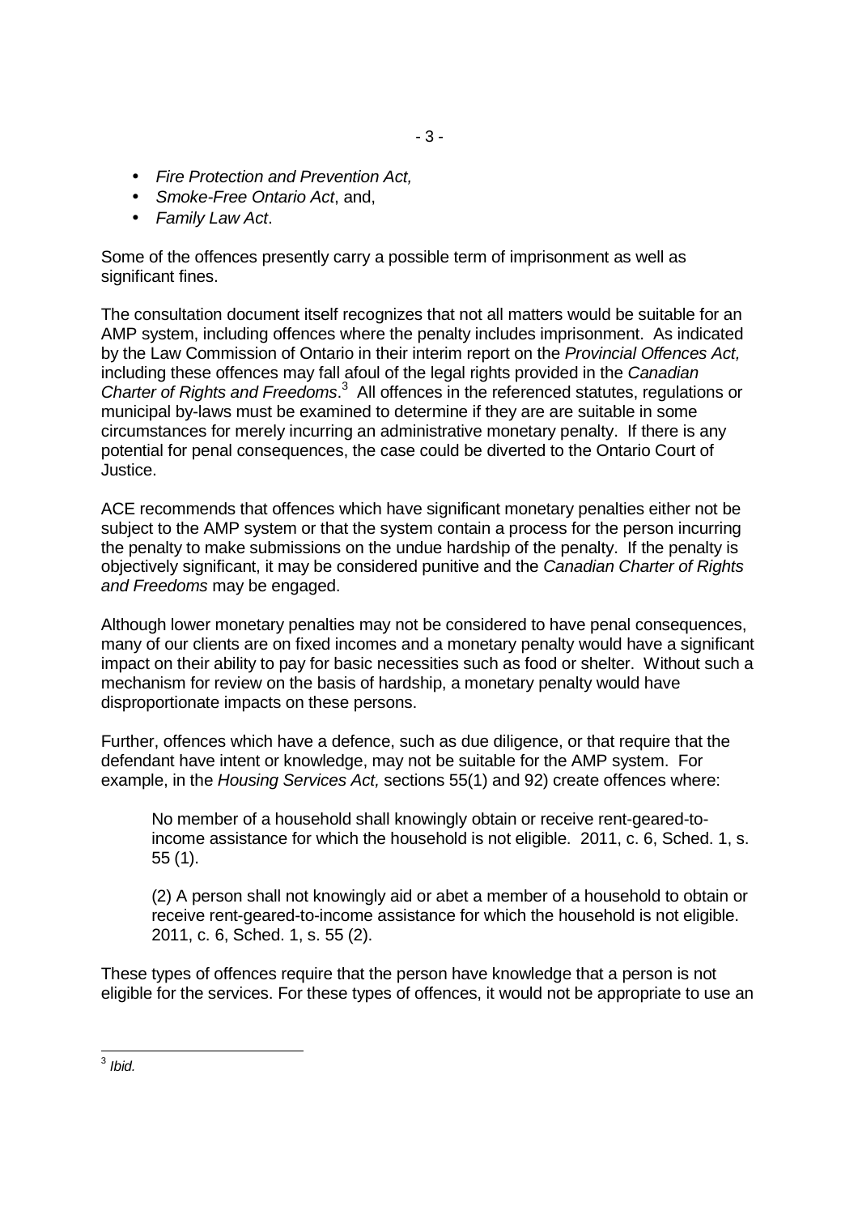- *Fire Protection and Prevention Act,*
- *Smoke-Free Ontario Act*, and,
- *Family Law Act*.

Some of the offences presently carry a possible term of imprisonment as well as significant fines.

The consultation document itself recognizes that not all matters would be suitable for an AMP system, including offences where the penalty includes imprisonment. As indicated by the Law Commission of Ontario in their interim report on the *Provincial Offences Act,* including these offences may fall afoul of the legal rights provided in the *Canadian Charter of Rights and Freedoms*.[3] All offences in the referenced statutes, regulations or municipal by-laws must be examined to determine if they are are suitable in some circumstances for merely incurring an administrative monetary penalty. If there is any potential for penal consequences, the case could be diverted to the Ontario Court of Justice.

ACE recommends that offences which have significant monetary penalties either not be subject to the AMP system or that the system contain a process for the person incurring the penalty to make submissions on the undue hardship of the penalty. If the penalty is objectively significant, it may be considered punitive and the *Canadian Charter of Rights and Freedoms* may be engaged.

Although lower monetary penalties may not be considered to have penal consequences, many of our clients are on fixed incomes and a monetary penalty would have a significant impact on their ability to pay for basic necessities such as food or shelter. Without such a mechanism for review on the basis of hardship, a monetary penalty would have disproportionate impacts on these persons.

Further, offences which have a defence, such as due diligence, or that require that the defendant have intent or knowledge, may not be suitable for the AMP system. For example, in the *Housing Services Act,* sections 55(1) and 92) create offences where:

> No member of a household shall knowingly obtain or receive rent-geared-to-income assistance for which the household is not eligible. 2011, c. 6, Sched. 1, s. 55 (1).
>
> (2) A person shall not knowingly aid or abet a member of a household to obtain or receive rent-geared-to-income assistance for which the household is not eligible. 2011, c. 6, Sched. 1, s. 55 (2).

These types of offences require that the person have knowledge that a person is not eligible for the services. For these types of offences, it would not be appropriate to use an

---

[3] *Ibid.*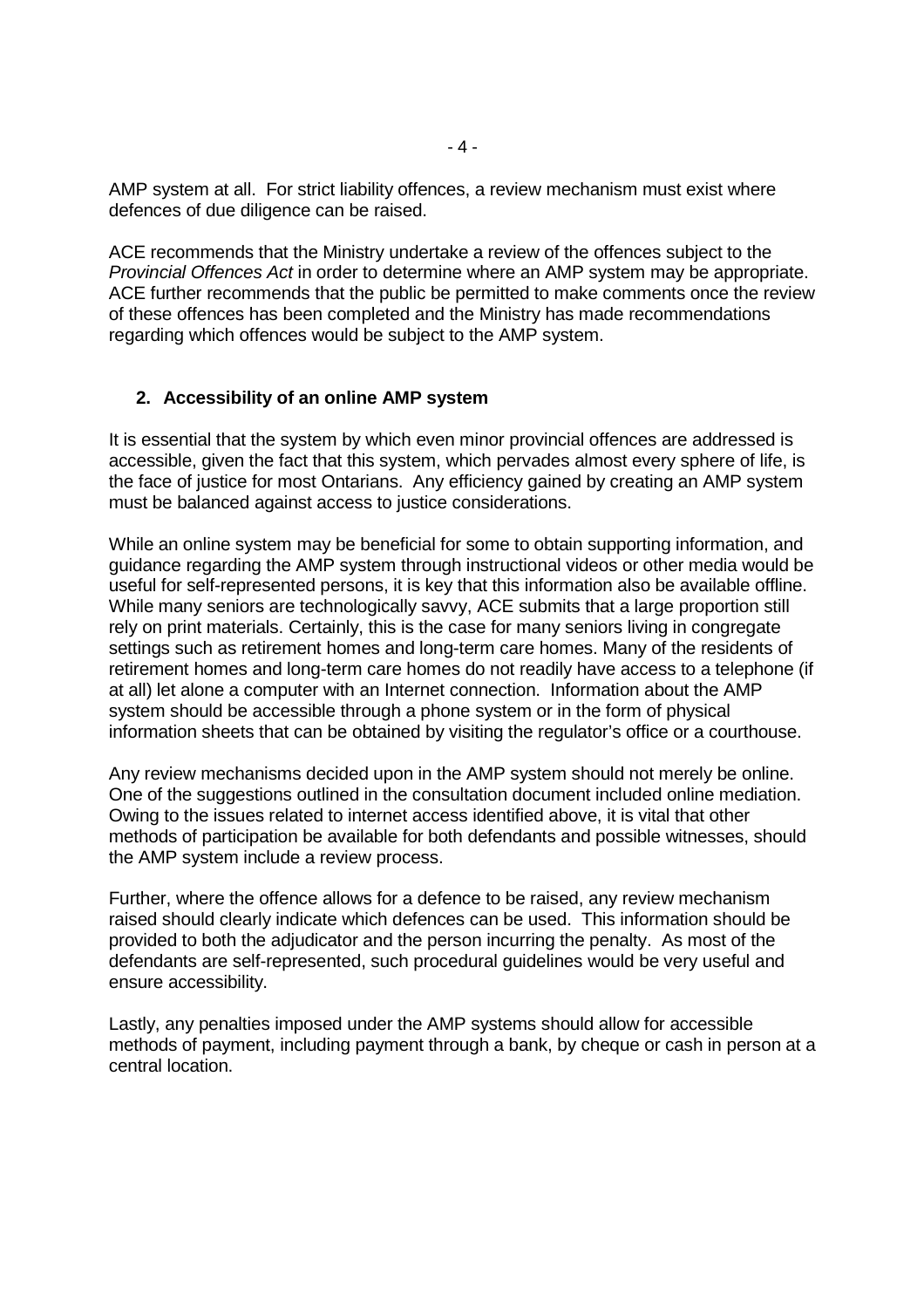AMP system at all. For strict liability offences, a review mechanism must exist where defences of due diligence can be raised.

ACE recommends that the Ministry undertake a review of the offences subject to the *Provincial Offences Act* in order to determine where an AMP system may be appropriate. ACE further recommends that the public be permitted to make comments once the review of these offences has been completed and the Ministry has made recommendations regarding which offences would be subject to the AMP system.

## 2. Accessibility of an online AMP system

It is essential that the system by which even minor provincial offences are addressed is accessible, given the fact that this system, which pervades almost every sphere of life, is the face of justice for most Ontarians. Any efficiency gained by creating an AMP system must be balanced against access to justice considerations.

While an online system may be beneficial for some to obtain supporting information, and guidance regarding the AMP system through instructional videos or other media would be useful for self-represented persons, it is key that this information also be available offline. While many seniors are technologically savvy, ACE submits that a large proportion still rely on print materials. Certainly, this is the case for many seniors living in congregate settings such as retirement homes and long-term care homes. Many of the residents of retirement homes and long-term care homes do not readily have access to a telephone (if at all) let alone a computer with an Internet connection. Information about the AMP system should be accessible through a phone system or in the form of physical information sheets that can be obtained by visiting the regulator's office or a courthouse.

Any review mechanisms decided upon in the AMP system should not merely be online. One of the suggestions outlined in the consultation document included online mediation. Owing to the issues related to internet access identified above, it is vital that other methods of participation be available for both defendants and possible witnesses, should the AMP system include a review process.

Further, where the offence allows for a defence to be raised, any review mechanism raised should clearly indicate which defences can be used. This information should be provided to both the adjudicator and the person incurring the penalty. As most of the defendants are self-represented, such procedural guidelines would be very useful and ensure accessibility.

Lastly, any penalties imposed under the AMP systems should allow for accessible methods of payment, including payment through a bank, by cheque or cash in person at a central location.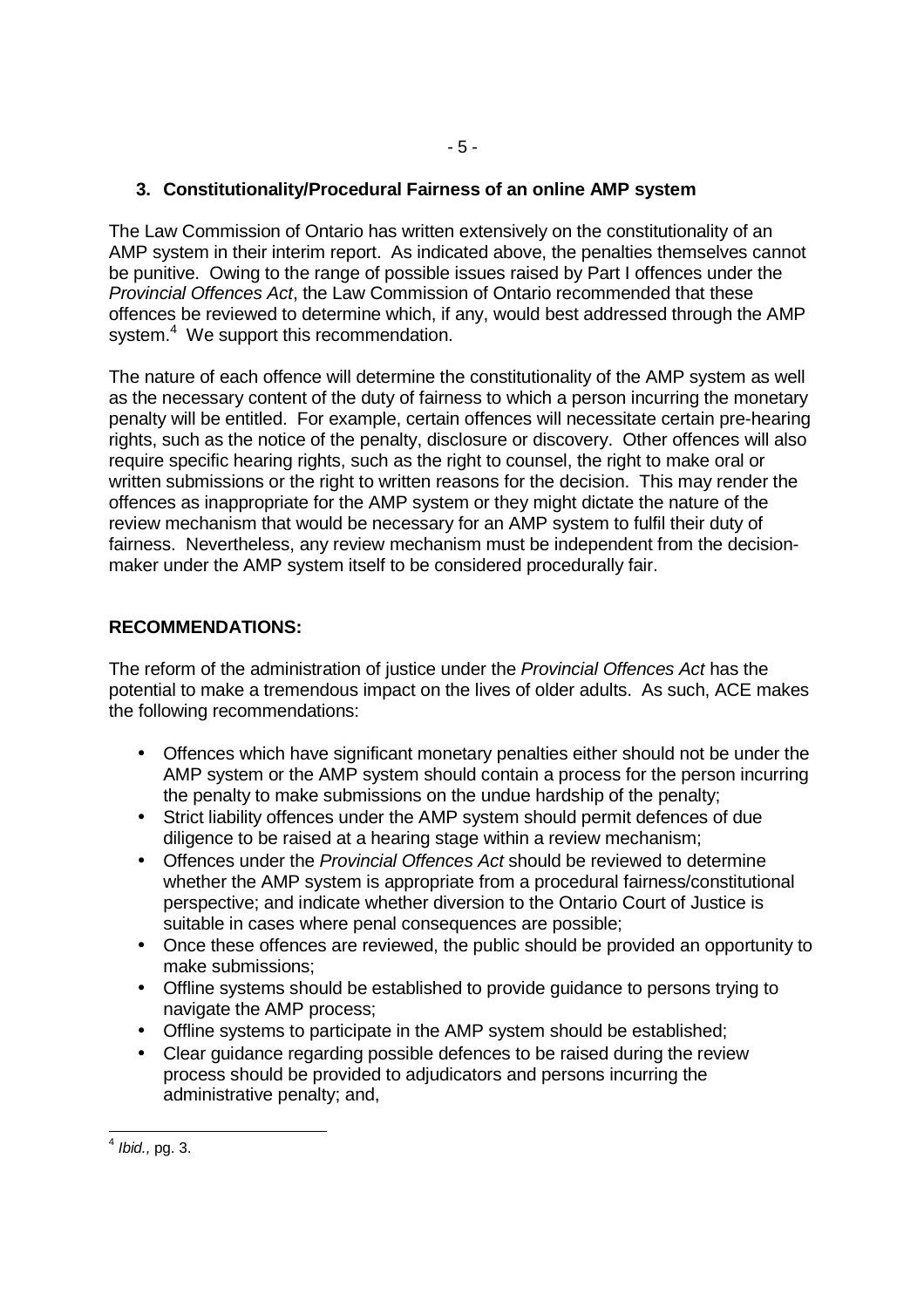### 3. Constitutionality/Procedural Fairness of an online AMP system

The Law Commission of Ontario has written extensively on the constitutionality of an AMP system in their interim report. As indicated above, the penalties themselves cannot be punitive. Owing to the range of possible issues raised by Part I offences under the *Provincial Offences Act*, the Law Commission of Ontario recommended that these offences be reviewed to determine which, if any, would best addressed through the AMP system.[4] We support this recommendation.

The nature of each offence will determine the constitutionality of the AMP system as well as the necessary content of the duty of fairness to which a person incurring the monetary penalty will be entitled. For example, certain offences will necessitate certain pre-hearing rights, such as the notice of the penalty, disclosure or discovery. Other offences will also require specific hearing rights, such as the right to counsel, the right to make oral or written submissions or the right to written reasons for the decision. This may render the offences as inappropriate for the AMP system or they might dictate the nature of the review mechanism that would be necessary for an AMP system to fulfil their duty of fairness. Nevertheless, any review mechanism must be independent from the decision-maker under the AMP system itself to be considered procedurally fair.

## RECOMMENDATIONS:

The reform of the administration of justice under the *Provincial Offences Act* has the potential to make a tremendous impact on the lives of older adults. As such, ACE makes the following recommendations:

- Offences which have significant monetary penalties either should not be under the AMP system or the AMP system should contain a process for the person incurring the penalty to make submissions on the undue hardship of the penalty;
- Strict liability offences under the AMP system should permit defences of due diligence to be raised at a hearing stage within a review mechanism;
- Offences under the *Provincial Offences Act* should be reviewed to determine whether the AMP system is appropriate from a procedural fairness/constitutional perspective; and indicate whether diversion to the Ontario Court of Justice is suitable in cases where penal consequences are possible;
- Once these offences are reviewed, the public should be provided an opportunity to make submissions;
- Offline systems should be established to provide guidance to persons trying to navigate the AMP process;
- Offline systems to participate in the AMP system should be established;
- Clear guidance regarding possible defences to be raised during the review process should be provided to adjudicators and persons incurring the administrative penalty; and,

[4] *Ibid.,* pg. 3.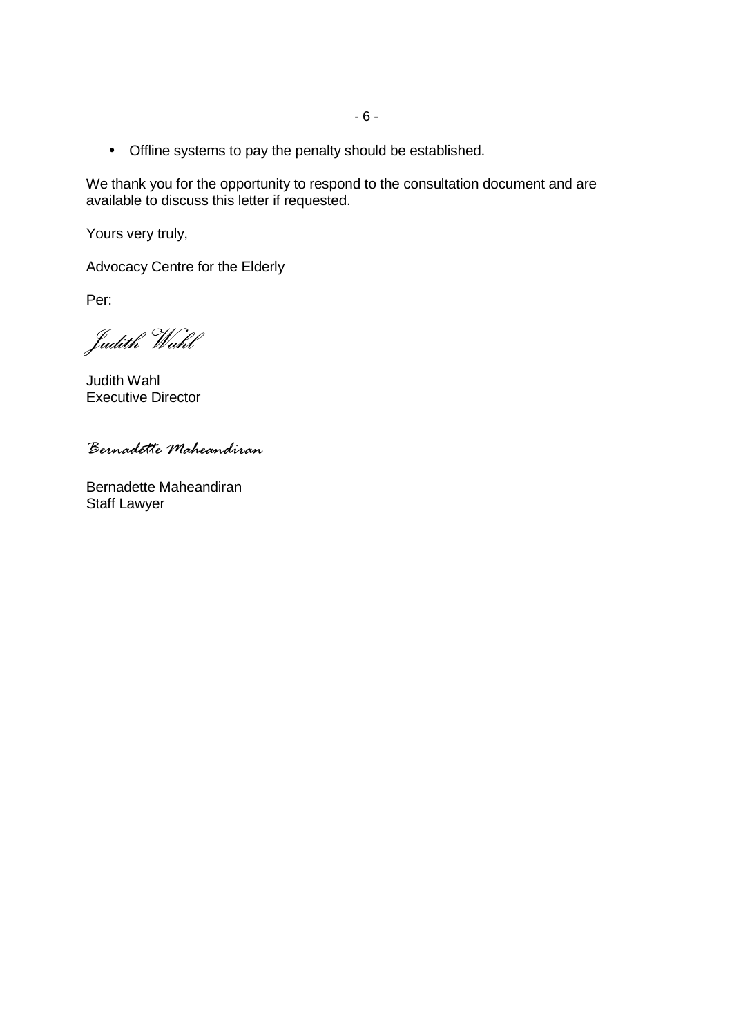- Offline systems to pay the penalty should be established.

We thank you for the opportunity to respond to the consultation document and are available to discuss this letter if requested.

Yours very truly,

Advocacy Centre for the Elderly

Per:

*Judith Wahl*

Judith Wahl
Executive Director

*Bernadette Maheandiran*

Bernadette Maheandiran
Staff Lawyer